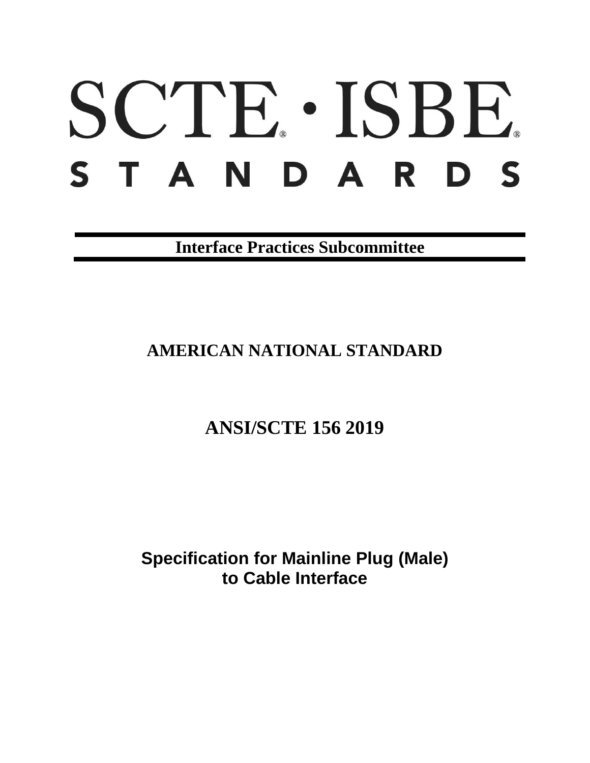# SCTE · ISBE

## STANDARDS

**Interface Practices Subcommittee**

## AMERICAN NATIONAL STANDARD

## ANSI/SCTE 156 2019

# Specification for Mainline Plug (Male) to Cable Interface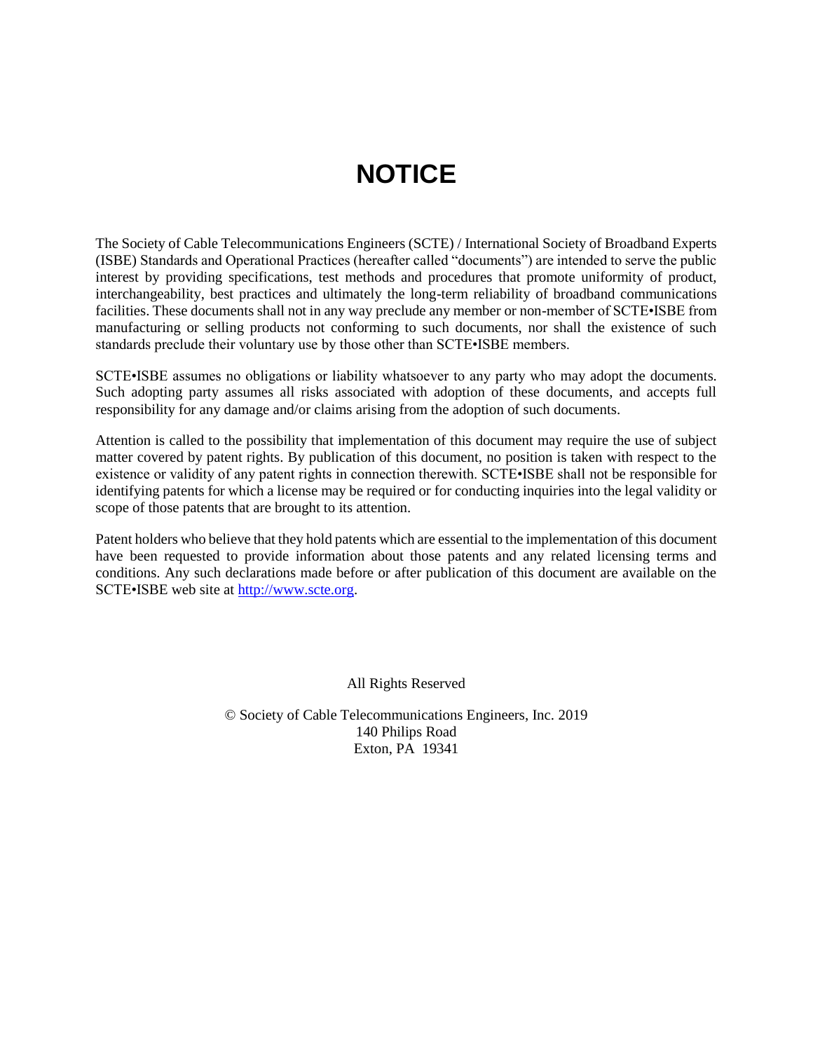# NOTICE

The Society of Cable Telecommunications Engineers (SCTE) / International Society of Broadband Experts (ISBE) Standards and Operational Practices (hereafter called “documents”) are intended to serve the public interest by providing specifications, test methods and procedures that promote uniformity of product, interchangeability, best practices and ultimately the long-term reliability of broadband communications facilities. These documents shall not in any way preclude any member or non-member of SCTE•ISBE from manufacturing or selling products not conforming to such documents, nor shall the existence of such standards preclude their voluntary use by those other than SCTE•ISBE members.

SCTE•ISBE assumes no obligations or liability whatsoever to any party who may adopt the documents. Such adopting party assumes all risks associated with adoption of these documents, and accepts full responsibility for any damage and/or claims arising from the adoption of such documents.

Attention is called to the possibility that implementation of this document may require the use of subject matter covered by patent rights. By publication of this document, no position is taken with respect to the existence or validity of any patent rights in connection therewith. SCTE•ISBE shall not be responsible for identifying patents for which a license may be required or for conducting inquiries into the legal validity or scope of those patents that are brought to its attention.

Patent holders who believe that they hold patents which are essential to the implementation of this document have been requested to provide information about those patents and any related licensing terms and conditions. Any such declarations made before or after publication of this document are available on the SCTE•ISBE web site at http://www.scte.org.

All Rights Reserved

© Society of Cable Telecommunications Engineers, Inc. 2019
140 Philips Road
Exton, PA 19341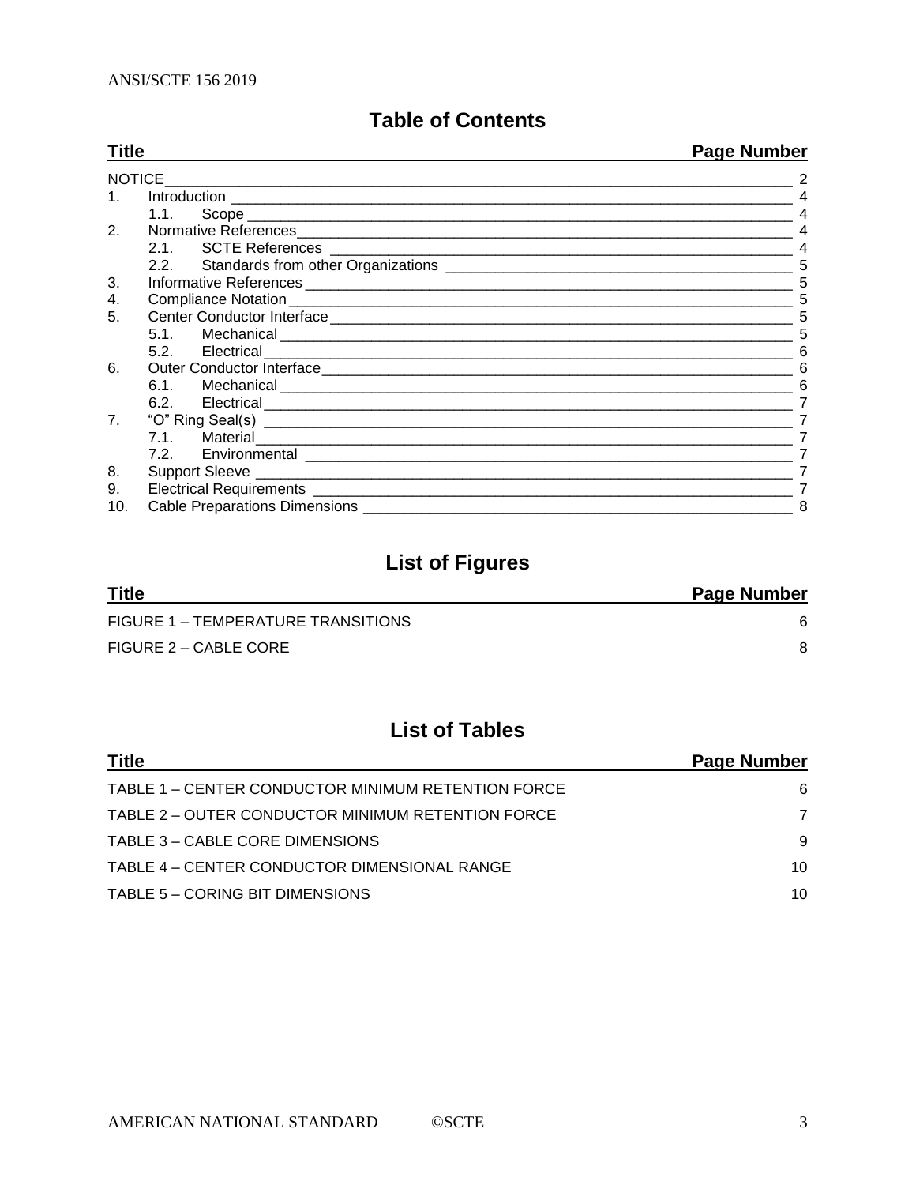## Table of Contents

| Title | Page Number |
|---|---|
| NOTICE | 2 |
| 1. Introduction | 4 |
| 1.1. Scope | 4 |
| 2. Normative References | 4 |
| 2.1. SCTE References | 4 |
| 2.2. Standards from other Organizations | 5 |
| 3. Informative References | 5 |
| 4. Compliance Notation | 5 |
| 5. Center Conductor Interface | 5 |
| 5.1. Mechanical | 5 |
| 5.2. Electrical | 6 |
| 6. Outer Conductor Interface | 6 |
| 6.1. Mechanical | 6 |
| 6.2. Electrical | 7 |
| 7. "O" Ring Seal(s) | 7 |
| 7.1. Material | 7 |
| 7.2. Environmental | 7 |
| 8. Support Sleeve | 7 |
| 9. Electrical Requirements | 7 |
| 10. Cable Preparations Dimensions | 8 |

## List of Figures

| Title | Page Number |
|---|---|
| FIGURE 1 – TEMPERATURE TRANSITIONS | 6 |
| FIGURE 2 – CABLE CORE | 8 |

## List of Tables

| Title | Page Number |
|---|---|
| TABLE 1 – CENTER CONDUCTOR MINIMUM RETENTION FORCE | 6 |
| TABLE 2 – OUTER CONDUCTOR MINIMUM RETENTION FORCE | 7 |
| TABLE 3 – CABLE CORE DIMENSIONS | 9 |
| TABLE 4 – CENTER CONDUCTOR DIMENSIONAL RANGE | 10 |
| TABLE 5 – CORING BIT DIMENSIONS | 10 |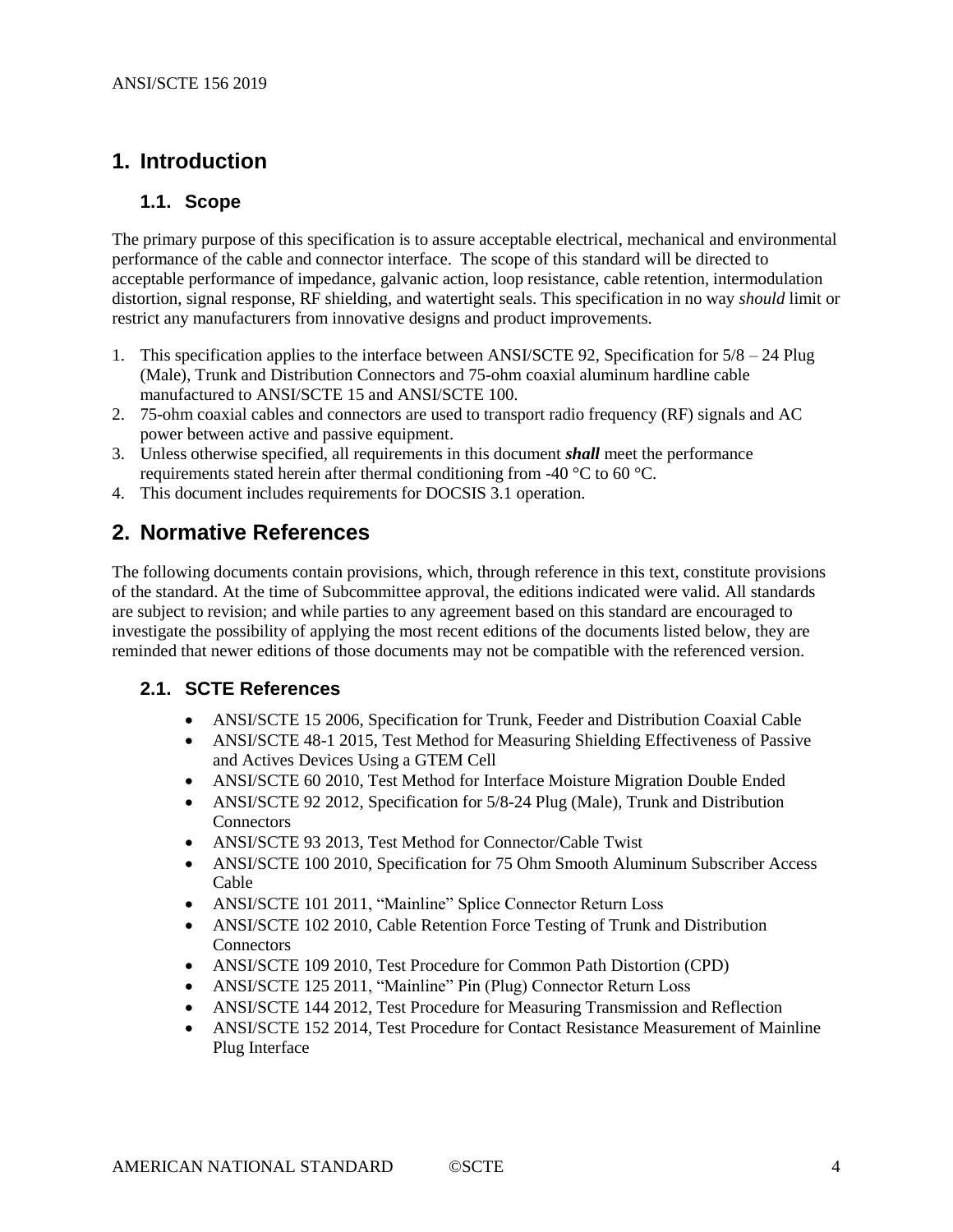# 1. Introduction

## 1.1. Scope

The primary purpose of this specification is to assure acceptable electrical, mechanical and environmental performance of the cable and connector interface. The scope of this standard will be directed to acceptable performance of impedance, galvanic action, loop resistance, cable retention, intermodulation distortion, signal response, RF shielding, and watertight seals. This specification in no way *should* limit or restrict any manufacturers from innovative designs and product improvements.

1. This specification applies to the interface between ANSI/SCTE 92, Specification for 5/8 – 24 Plug (Male), Trunk and Distribution Connectors and 75-ohm coaxial aluminum hardline cable manufactured to ANSI/SCTE 15 and ANSI/SCTE 100.
2. 75-ohm coaxial cables and connectors are used to transport radio frequency (RF) signals and AC power between active and passive equipment.
3. Unless otherwise specified, all requirements in this document ***shall*** meet the performance requirements stated herein after thermal conditioning from -40 °C to 60 °C.
4. This document includes requirements for DOCSIS 3.1 operation.

# 2. Normative References

The following documents contain provisions, which, through reference in this text, constitute provisions of the standard. At the time of Subcommittee approval, the editions indicated were valid. All standards are subject to revision; and while parties to any agreement based on this standard are encouraged to investigate the possibility of applying the most recent editions of the documents listed below, they are reminded that newer editions of those documents may not be compatible with the referenced version.

## 2.1. SCTE References

- ANSI/SCTE 15 2006, Specification for Trunk, Feeder and Distribution Coaxial Cable
- ANSI/SCTE 48-1 2015, Test Method for Measuring Shielding Effectiveness of Passive and Actives Devices Using a GTEM Cell
- ANSI/SCTE 60 2010, Test Method for Interface Moisture Migration Double Ended
- ANSI/SCTE 92 2012, Specification for 5/8-24 Plug (Male), Trunk and Distribution Connectors
- ANSI/SCTE 93 2013, Test Method for Connector/Cable Twist
- ANSI/SCTE 100 2010, Specification for 75 Ohm Smooth Aluminum Subscriber Access Cable
- ANSI/SCTE 101 2011, "Mainline" Splice Connector Return Loss
- ANSI/SCTE 102 2010, Cable Retention Force Testing of Trunk and Distribution Connectors
- ANSI/SCTE 109 2010, Test Procedure for Common Path Distortion (CPD)
- ANSI/SCTE 125 2011, "Mainline" Pin (Plug) Connector Return Loss
- ANSI/SCTE 144 2012, Test Procedure for Measuring Transmission and Reflection
- ANSI/SCTE 152 2014, Test Procedure for Contact Resistance Measurement of Mainline Plug Interface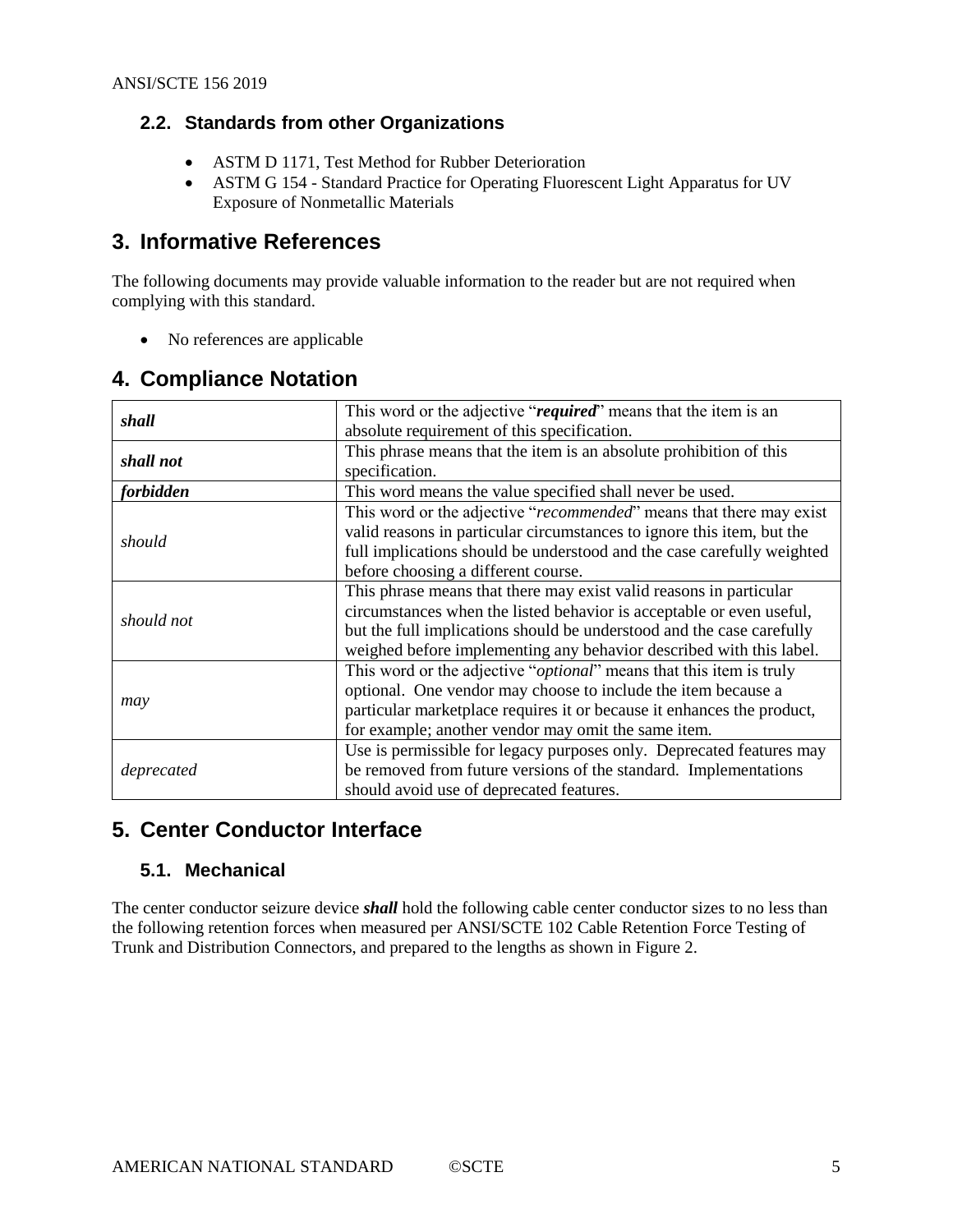### 2.2. Standards from other Organizations

- ASTM D 1171, Test Method for Rubber Deterioration
- ASTM G 154 - Standard Practice for Operating Fluorescent Light Apparatus for UV Exposure of Nonmetallic Materials

## 3. Informative References

The following documents may provide valuable information to the reader but are not required when complying with this standard.

- No references are applicable

## 4. Compliance Notation

| | |
|---|---|
| ***shall*** | This word or the adjective "***required***" means that the item is an absolute requirement of this specification. |
| ***shall not*** | This phrase means that the item is an absolute prohibition of this specification. |
| ***forbidden*** | This word means the value specified shall never be used. |
| *should* | This word or the adjective "*recommended*" means that there may exist valid reasons in particular circumstances to ignore this item, but the full implications should be understood and the case carefully weighted before choosing a different course. |
| *should not* | This phrase means that there may exist valid reasons in particular circumstances when the listed behavior is acceptable or even useful, but the full implications should be understood and the case carefully weighed before implementing any behavior described with this label. |
| *may* | This word or the adjective "*optional*" means that this item is truly optional. One vendor may choose to include the item because a particular marketplace requires it or because it enhances the product, for example; another vendor may omit the same item. |
| *deprecated* | Use is permissible for legacy purposes only. Deprecated features may be removed from future versions of the standard. Implementations should avoid use of deprecated features. |

## 5. Center Conductor Interface

### 5.1. Mechanical

The center conductor seizure device ***shall*** hold the following cable center conductor sizes to no less than the following retention forces when measured per ANSI/SCTE 102 Cable Retention Force Testing of Trunk and Distribution Connectors, and prepared to the lengths as shown in Figure 2.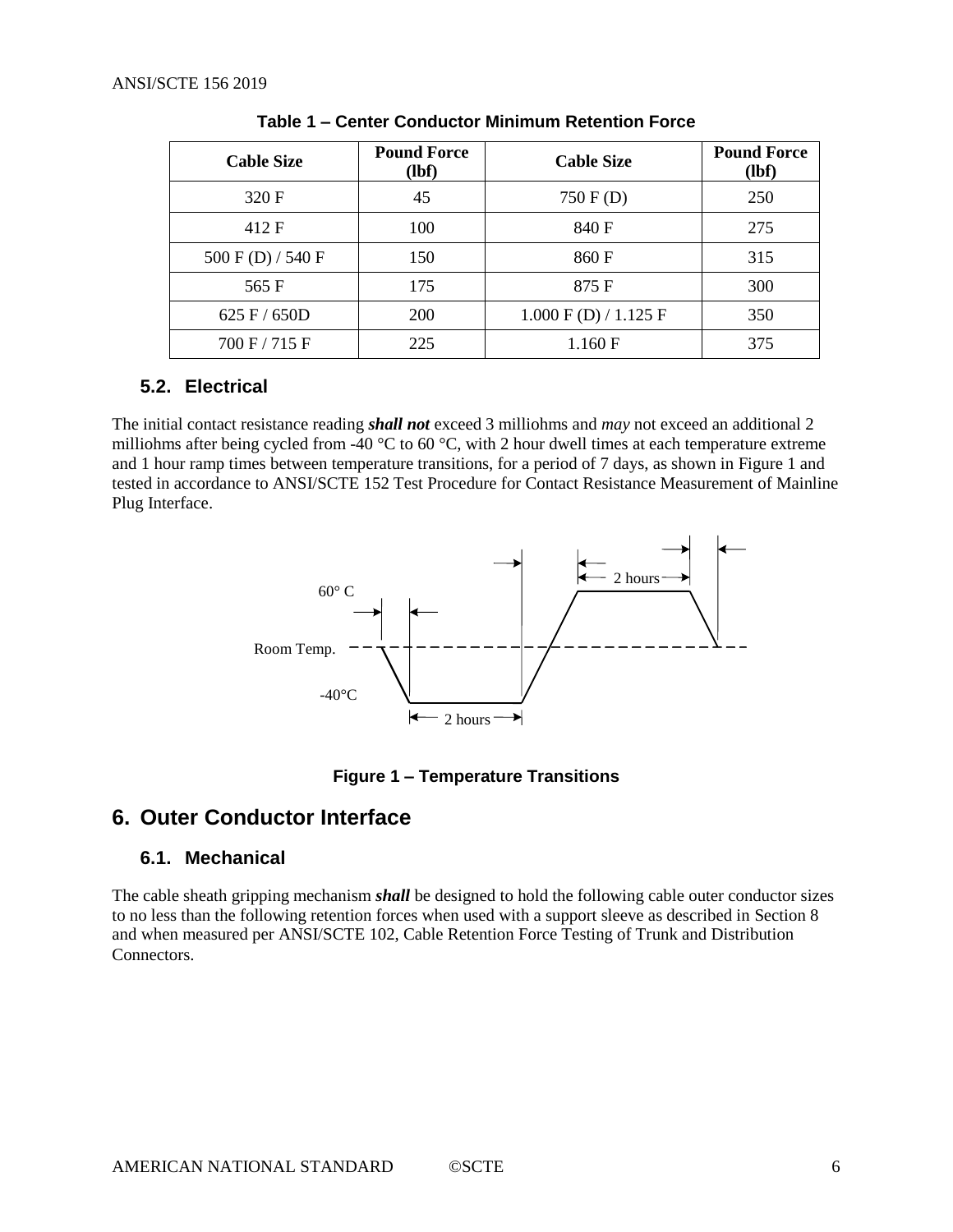**Table 1 – Center Conductor Minimum Retention Force**

| Cable Size | Pound Force (lbf) | Cable Size | Pound Force (lbf) |
|---|---|---|---|
| 320 F | 45 | 750 F (D) | 250 |
| 412 F | 100 | 840 F | 275 |
| 500 F (D) / 540 F | 150 | 860 F | 315 |
| 565 F | 175 | 875 F | 300 |
| 625 F / 650D | 200 | 1.000 F (D) / 1.125 F | 350 |
| 700 F / 715 F | 225 | 1.160 F | 375 |

### 5.2. Electrical

The initial contact resistance reading ***shall not*** exceed 3 milliohms and *may* not exceed an additional 2 milliohms after being cycled from -40 °C to 60 °C, with 2 hour dwell times at each temperature extreme and 1 hour ramp times between temperature transitions, for a period of 7 days, as shown in Figure 1 and tested in accordance to ANSI/SCTE 152 Test Procedure for Contact Resistance Measurement of Mainline Plug Interface.

**Figure 1 – Temperature Transitions**

## 6. Outer Conductor Interface

### 6.1. Mechanical

The cable sheath gripping mechanism ***shall*** be designed to hold the following cable outer conductor sizes to no less than the following retention forces when used with a support sleeve as described in Section 8 and when measured per ANSI/SCTE 102, Cable Retention Force Testing of Trunk and Distribution Connectors.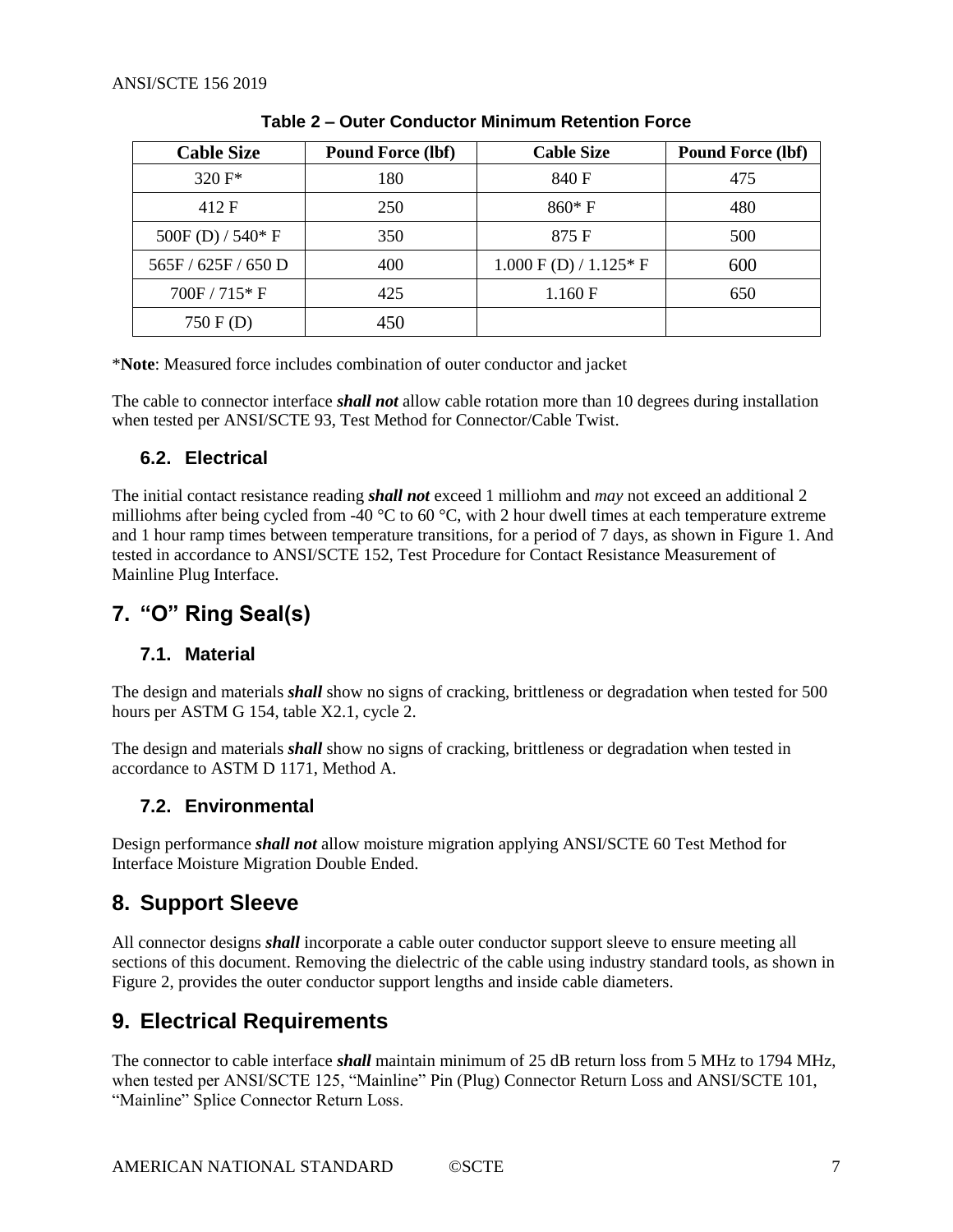**Table 2 – Outer Conductor Minimum Retention Force**

| Cable Size | Pound Force (lbf) | Cable Size | Pound Force (lbf) |
|---|---|---|---|
| 320 F* | 180 | 840 F | 475 |
| 412 F | 250 | 860* F | 480 |
| 500F (D) / 540* F | 350 | 875 F | 500 |
| 565F / 625F / 650 D | 400 | 1.000 F (D) / 1.125* F | 600 |
| 700F / 715* F | 425 | 1.160 F | 650 |
| 750 F (D) | 450 | | |

***Note**: Measured force includes combination of outer conductor and jacket

The cable to connector interface ***shall not*** allow cable rotation more than 10 degrees during installation when tested per ANSI/SCTE 93, Test Method for Connector/Cable Twist.

### 6.2. Electrical

The initial contact resistance reading ***shall not*** exceed 1 milliohm and *may* not exceed an additional 2 milliohms after being cycled from -40 °C to 60 °C, with 2 hour dwell times at each temperature extreme and 1 hour ramp times between temperature transitions, for a period of 7 days, as shown in Figure 1. And tested in accordance to ANSI/SCTE 152, Test Procedure for Contact Resistance Measurement of Mainline Plug Interface.

## 7. "O" Ring Seal(s)

### 7.1. Material

The design and materials ***shall*** show no signs of cracking, brittleness or degradation when tested for 500 hours per ASTM G 154, table X2.1, cycle 2.

The design and materials ***shall*** show no signs of cracking, brittleness or degradation when tested in accordance to ASTM D 1171, Method A.

### 7.2. Environmental

Design performance ***shall not*** allow moisture migration applying ANSI/SCTE 60 Test Method for Interface Moisture Migration Double Ended.

## 8. Support Sleeve

All connector designs ***shall*** incorporate a cable outer conductor support sleeve to ensure meeting all sections of this document. Removing the dielectric of the cable using industry standard tools, as shown in Figure 2, provides the outer conductor support lengths and inside cable diameters.

## 9. Electrical Requirements

The connector to cable interface ***shall*** maintain minimum of 25 dB return loss from 5 MHz to 1794 MHz, when tested per ANSI/SCTE 125, "Mainline" Pin (Plug) Connector Return Loss and ANSI/SCTE 101, "Mainline" Splice Connector Return Loss.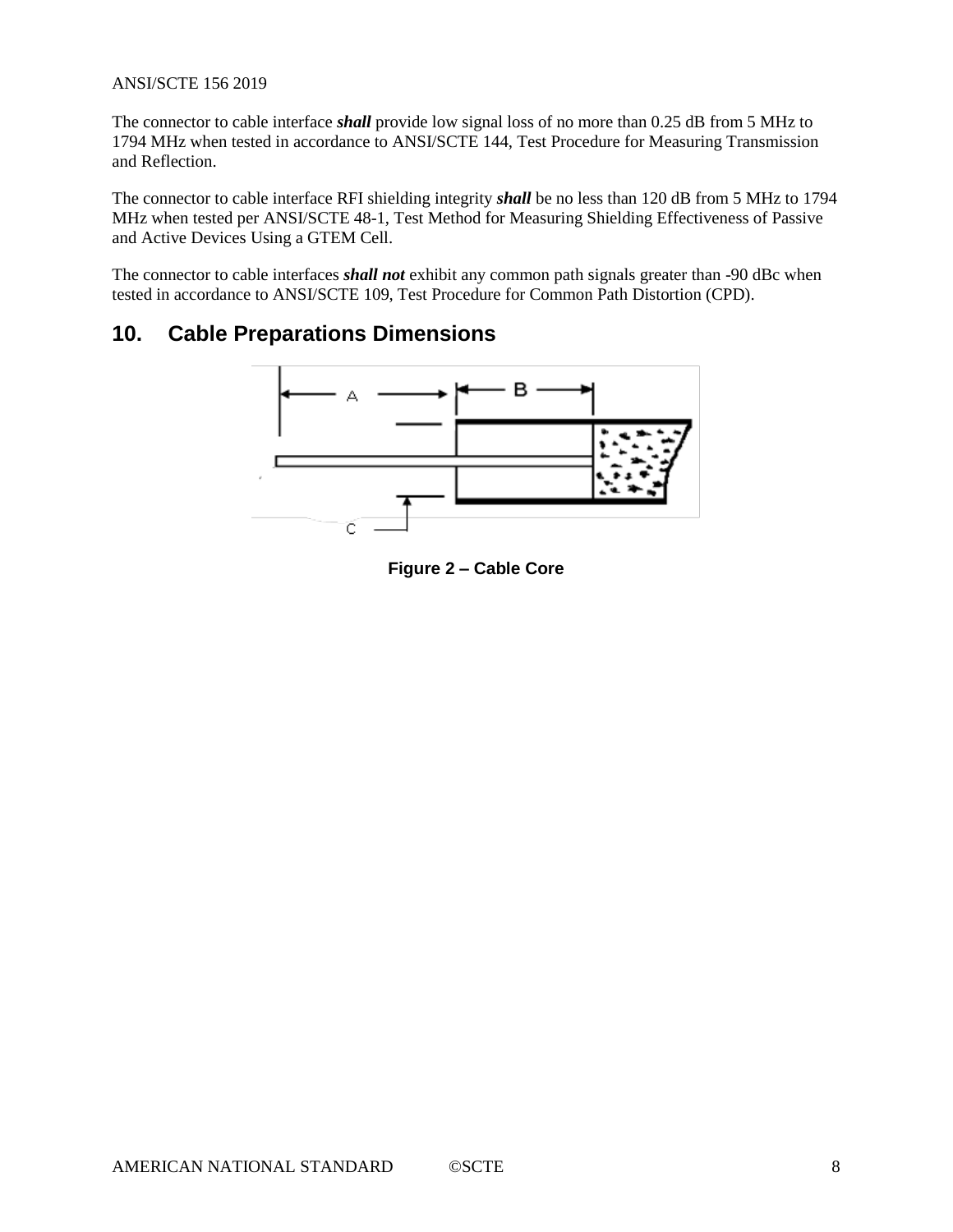The connector to cable interface ***shall*** provide low signal loss of no more than 0.25 dB from 5 MHz to 1794 MHz when tested in accordance to ANSI/SCTE 144, Test Procedure for Measuring Transmission and Reflection.

The connector to cable interface RFI shielding integrity ***shall*** be no less than 120 dB from 5 MHz to 1794 MHz when tested per ANSI/SCTE 48-1, Test Method for Measuring Shielding Effectiveness of Passive and Active Devices Using a GTEM Cell.

The connector to cable interfaces ***shall not*** exhibit any common path signals greater than -90 dBc when tested in accordance to ANSI/SCTE 109, Test Procedure for Common Path Distortion (CPD).

## 10. Cable Preparations Dimensions

**Figure 2 – Cable Core**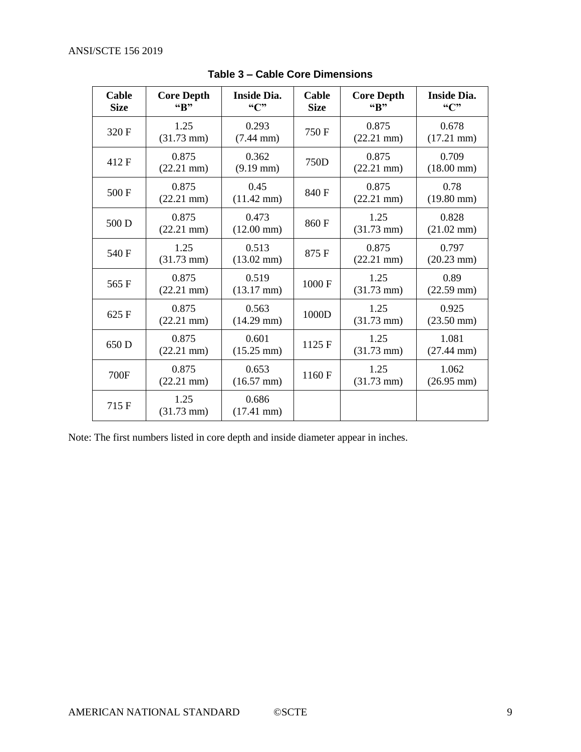**Table 3 – Cable Core Dimensions**

| Cable Size | Core Depth "B" | Inside Dia. "C" | Cable Size | Core Depth "B" | Inside Dia. "C" |
|---|---|---|---|---|---|
| 320 F | 1.25 (31.73 mm) | 0.293 (7.44 mm) | 750 F | 0.875 (22.21 mm) | 0.678 (17.21 mm) |
| 412 F | 0.875 (22.21 mm) | 0.362 (9.19 mm) | 750D | 0.875 (22.21 mm) | 0.709 (18.00 mm) |
| 500 F | 0.875 (22.21 mm) | 0.45 (11.42 mm) | 840 F | 0.875 (22.21 mm) | 0.78 (19.80 mm) |
| 500 D | 0.875 (22.21 mm) | 0.473 (12.00 mm) | 860 F | 1.25 (31.73 mm) | 0.828 (21.02 mm) |
| 540 F | 1.25 (31.73 mm) | 0.513 (13.02 mm) | 875 F | 0.875 (22.21 mm) | 0.797 (20.23 mm) |
| 565 F | 0.875 (22.21 mm) | 0.519 (13.17 mm) | 1000 F | 1.25 (31.73 mm) | 0.89 (22.59 mm) |
| 625 F | 0.875 (22.21 mm) | 0.563 (14.29 mm) | 1000D | 1.25 (31.73 mm) | 0.925 (23.50 mm) |
| 650 D | 0.875 (22.21 mm) | 0.601 (15.25 mm) | 1125 F | 1.25 (31.73 mm) | 1.081 (27.44 mm) |
| 700F | 0.875 (22.21 mm) | 0.653 (16.57 mm) | 1160 F | 1.25 (31.73 mm) | 1.062 (26.95 mm) |
| 715 F | 1.25 (31.73 mm) | 0.686 (17.41 mm) | | | |

Note: The first numbers listed in core depth and inside diameter appear in inches.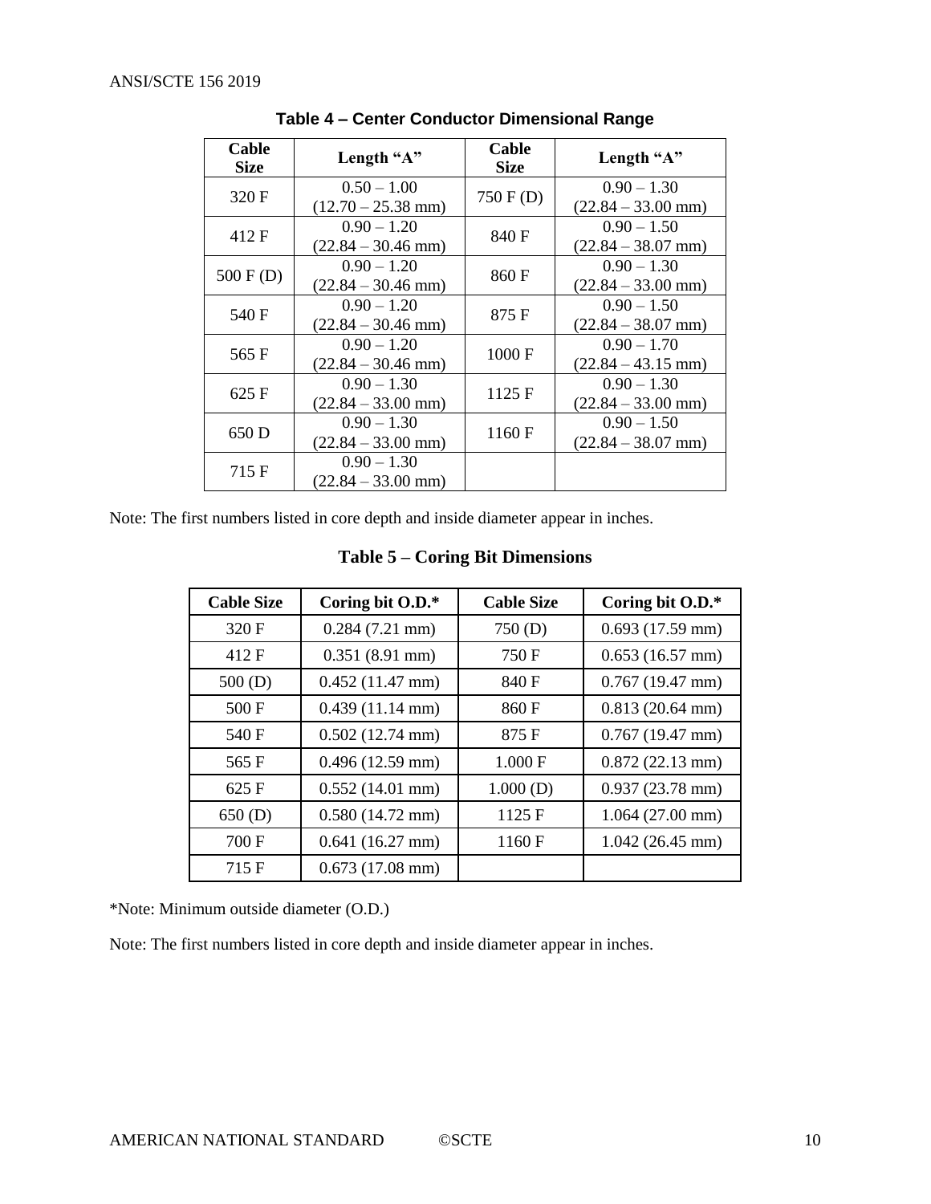**Table 4 – Center Conductor Dimensional Range**

| Cable Size | Length "A" | Cable Size | Length "A" |
|---|---|---|---|
| 320 F | 0.50 – 1.00 (12.70 – 25.38 mm) | 750 F (D) | 0.90 – 1.30 (22.84 – 33.00 mm) |
| 412 F | 0.90 – 1.20 (22.84 – 30.46 mm) | 840 F | 0.90 – 1.50 (22.84 – 38.07 mm) |
| 500 F (D) | 0.90 – 1.20 (22.84 – 30.46 mm) | 860 F | 0.90 – 1.30 (22.84 – 33.00 mm) |
| 540 F | 0.90 – 1.20 (22.84 – 30.46 mm) | 875 F | 0.90 – 1.50 (22.84 – 38.07 mm) |
| 565 F | 0.90 – 1.20 (22.84 – 30.46 mm) | 1000 F | 0.90 – 1.70 (22.84 – 43.15 mm) |
| 625 F | 0.90 – 1.30 (22.84 – 33.00 mm) | 1125 F | 0.90 – 1.30 (22.84 – 33.00 mm) |
| 650 D | 0.90 – 1.30 (22.84 – 33.00 mm) | 1160 F | 0.90 – 1.50 (22.84 – 38.07 mm) |
| 715 F | 0.90 – 1.30 (22.84 – 33.00 mm) | | |

Note: The first numbers listed in core depth and inside diameter appear in inches.

**Table 5 – Coring Bit Dimensions**

| Cable Size | Coring bit O.D.* | Cable Size | Coring bit O.D.* |
|---|---|---|---|
| 320 F | 0.284 (7.21 mm) | 750 (D) | 0.693 (17.59 mm) |
| 412 F | 0.351 (8.91 mm) | 750 F | 0.653 (16.57 mm) |
| 500 (D) | 0.452 (11.47 mm) | 840 F | 0.767 (19.47 mm) |
| 500 F | 0.439 (11.14 mm) | 860 F | 0.813 (20.64 mm) |
| 540 F | 0.502 (12.74 mm) | 875 F | 0.767 (19.47 mm) |
| 565 F | 0.496 (12.59 mm) | 1.000 F | 0.872 (22.13 mm) |
| 625 F | 0.552 (14.01 mm) | 1.000 (D) | 0.937 (23.78 mm) |
| 650 (D) | 0.580 (14.72 mm) | 1125 F | 1.064 (27.00 mm) |
| 700 F | 0.641 (16.27 mm) | 1160 F | 1.042 (26.45 mm) |
| 715 F | 0.673 (17.08 mm) | | |

*Note: Minimum outside diameter (O.D.)

Note: The first numbers listed in core depth and inside diameter appear in inches.